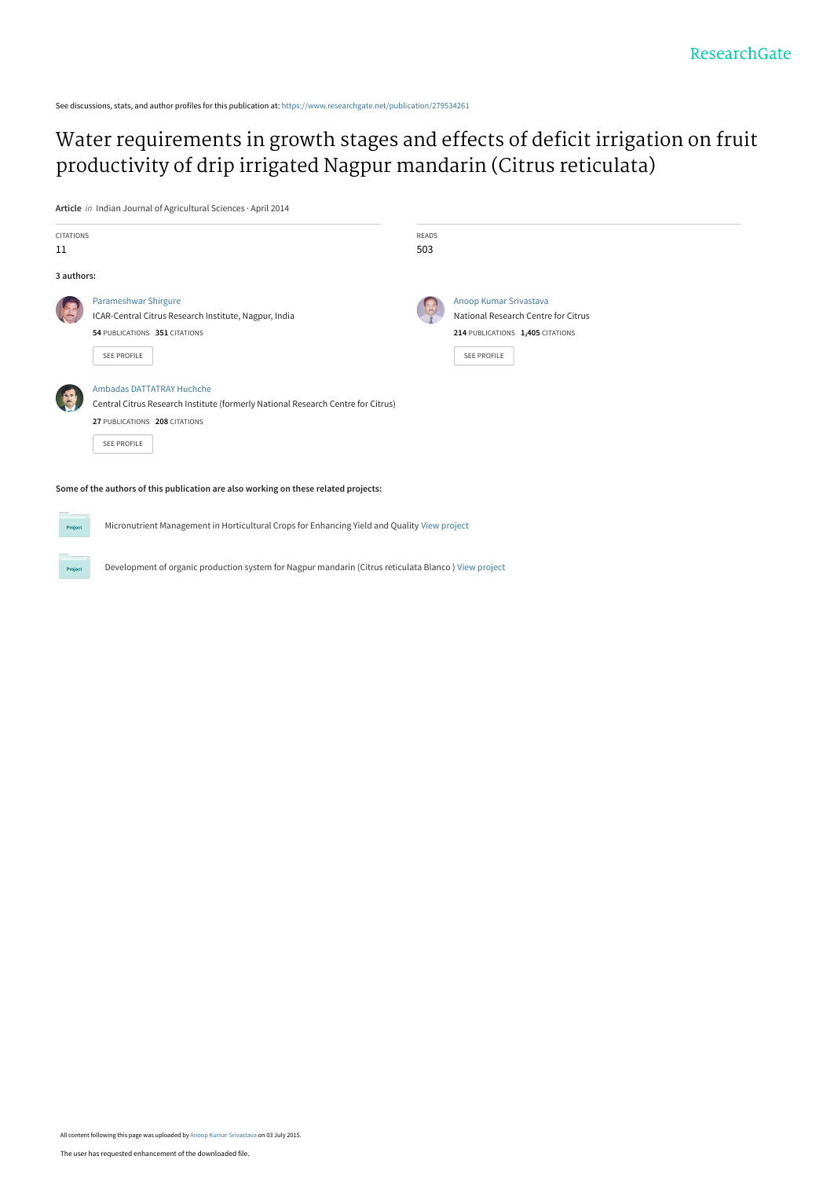See discussions, stats, and author profiles for this publication at: https://www.researchgate.net/publication/279534261

# Water requirements in growth stages and effects of deficit irrigation on fruit productivity of drip irrigated Nagpur mandarin (Citrus reticulata)

**Article** *in* Indian Journal of Agricultural Sciences · April 2014

| CITATIONS | READS |
|---|---|
| 11 | 503 |

**3 authors:**

**Parameshwar Shirgure**
ICAR-Central Citrus Research Institute, Nagpur, India
**54** PUBLICATIONS **351** CITATIONS
SEE PROFILE

**Anoop Kumar Srivastava**
National Research Centre for Citrus
**214** PUBLICATIONS **1,405** CITATIONS
SEE PROFILE

**Ambadas DATTATRAY Huchche**
Central Citrus Research Institute (formerly National Research Centre for Citrus)
**27** PUBLICATIONS **208** CITATIONS
SEE PROFILE

**Some of the authors of this publication are also working on these related projects:**

Project: Micronutrient Management in Horticultural Crops for Enhancing Yield and Quality View project

Project: Development of organic production system for Nagpur mandarin (Citrus reticulata Blanco ) View project

All content following this page was uploaded by Anoop Kumar Srivastava on 03 July 2015.

The user has requested enhancement of the downloaded file.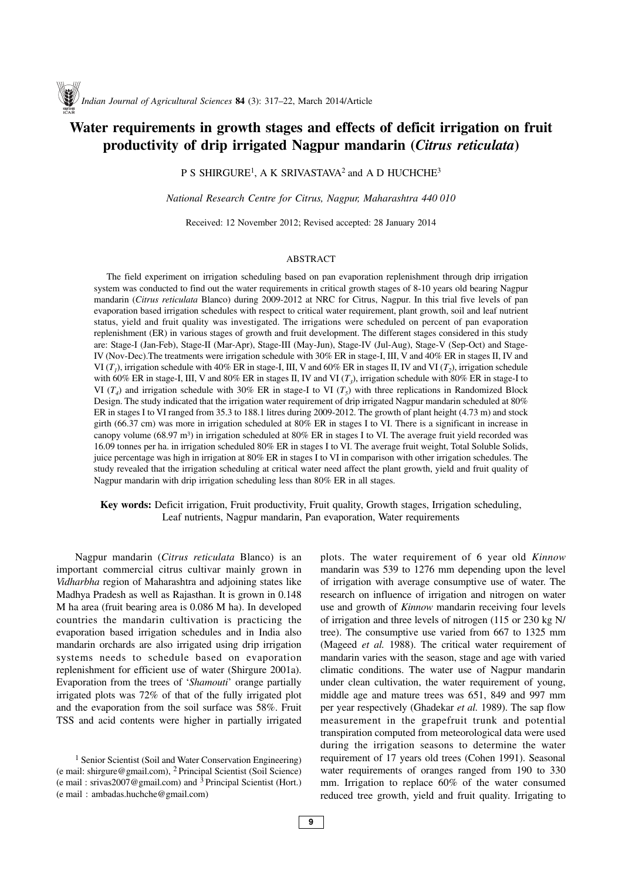# Water requirements in growth stages and effects of deficit irrigation on fruit productivity of drip irrigated Nagpur mandarin (*Citrus reticulata*)

P S SHIRGURE[1], A K SRIVASTAVA[2] and A D HUCHCHE[3]

*National Research Centre for Citrus, Nagpur, Maharashtra 440 010*

Received: 12 November 2012; Revised accepted: 28 January 2014

## ABSTRACT

The field experiment on irrigation scheduling based on pan evaporation replenishment through drip irrigation system was conducted to find out the water requirements in critical growth stages of 8-10 years old bearing Nagpur mandarin (*Citrus reticulata* Blanco) during 2009-2012 at NRC for Citrus, Nagpur. In this trial five levels of pan evaporation based irrigation schedules with respect to critical water requirement, plant growth, soil and leaf nutrient status, yield and fruit quality was investigated. The irrigations were scheduled on percent of pan evaporation replenishment (ER) in various stages of growth and fruit development. The different stages considered in this study are: Stage-I (Jan-Feb), Stage-II (Mar-Apr), Stage-III (May-Jun), Stage-IV (Jul-Aug), Stage-V (Sep-Oct) and Stage-IV (Nov-Dec).The treatments were irrigation schedule with 30% ER in stage-I, III, V and 40% ER in stages II, IV and VI ($T_1$), irrigation schedule with 40% ER in stage-I, III, V and 60% ER in stages II, IV and VI ($T_2$), irrigation schedule with 60% ER in stage-I, III, V and 80% ER in stages II, IV and VI ($T_3$), irrigation schedule with 80% ER in stage-I to VI ($T_4$) and irrigation schedule with 30% ER in stage-I to VI ($T_5$) with three replications in Randomized Block Design. The study indicated that the irrigation water requirement of drip irrigated Nagpur mandarin scheduled at 80% ER in stages I to VI ranged from 35.3 to 188.1 litres during 2009-2012. The growth of plant height (4.73 m) and stock girth (66.37 cm) was more in irrigation scheduled at 80% ER in stages I to VI. There is a significant in increase in canopy volume (68.97 $m^3$) in irrigation scheduled at 80% ER in stages I to VI. The average fruit yield recorded was 16.09 tonnes per ha. in irrigation scheduled 80% ER in stages I to VI. The average fruit weight, Total Soluble Solids, juice percentage was high in irrigation at 80% ER in stages I to VI in comparison with other irrigation schedules. The study revealed that the irrigation scheduling at critical water need affect the plant growth, yield and fruit quality of Nagpur mandarin with drip irrigation scheduling less than 80% ER in all stages.

**Key words:** Deficit irrigation, Fruit productivity, Fruit quality, Growth stages, Irrigation scheduling, Leaf nutrients, Nagpur mandarin, Pan evaporation, Water requirements

Nagpur mandarin (*Citrus reticulata* Blanco) is an important commercial citrus cultivar mainly grown in *Vidharbha* region of Maharashtra and adjoining states like Madhya Pradesh as well as Rajasthan. It is grown in 0.148 M ha area (fruit bearing area is 0.086 M ha). In developed countries the mandarin cultivation is practicing the evaporation based irrigation schedules and in India also mandarin orchards are also irrigated using drip irrigation systems needs to schedule based on evaporation replenishment for efficient use of water (Shirgure 2001a). Evaporation from the trees of '*Shamouti*' orange partially irrigated plots was 72% of that of the fully irrigated plot and the evaporation from the soil surface was 58%. Fruit TSS and acid contents were higher in partially irrigated plots. The water requirement of 6 year old *Kinnow* mandarin was 539 to 1276 mm depending upon the level of irrigation with average consumptive use of water. The research on influence of irrigation and nitrogen on water use and growth of *Kinnow* mandarin receiving four levels of irrigation and three levels of nitrogen (115 or 230 kg N/ tree). The consumptive use varied from 667 to 1325 mm (Mageed *et al.* 1988). The critical water requirement of mandarin varies with the season, stage and age with varied climatic conditions. The water use of Nagpur mandarin under clean cultivation, the water requirement of young, middle age and mature trees was 651, 849 and 997 mm per year respectively (Ghadekar *et al.* 1989). The sap flow measurement in the grapefruit trunk and potential transpiration computed from meteorological data were used during the irrigation seasons to determine the water requirement of 17 years old trees (Cohen 1991). Seasonal water requirements of oranges ranged from 190 to 330 mm. Irrigation to replace 60% of the water consumed reduced tree growth, yield and fruit quality. Irrigating to

[1] Senior Scientist (Soil and Water Conservation Engineering) (e mail: shirgure@gmail.com), [2] Principal Scientist (Soil Science) (e mail : srivas2007@gmail.com) and [3] Principal Scientist (Hort.) (e mail : ambadas.huchche@gmail.com)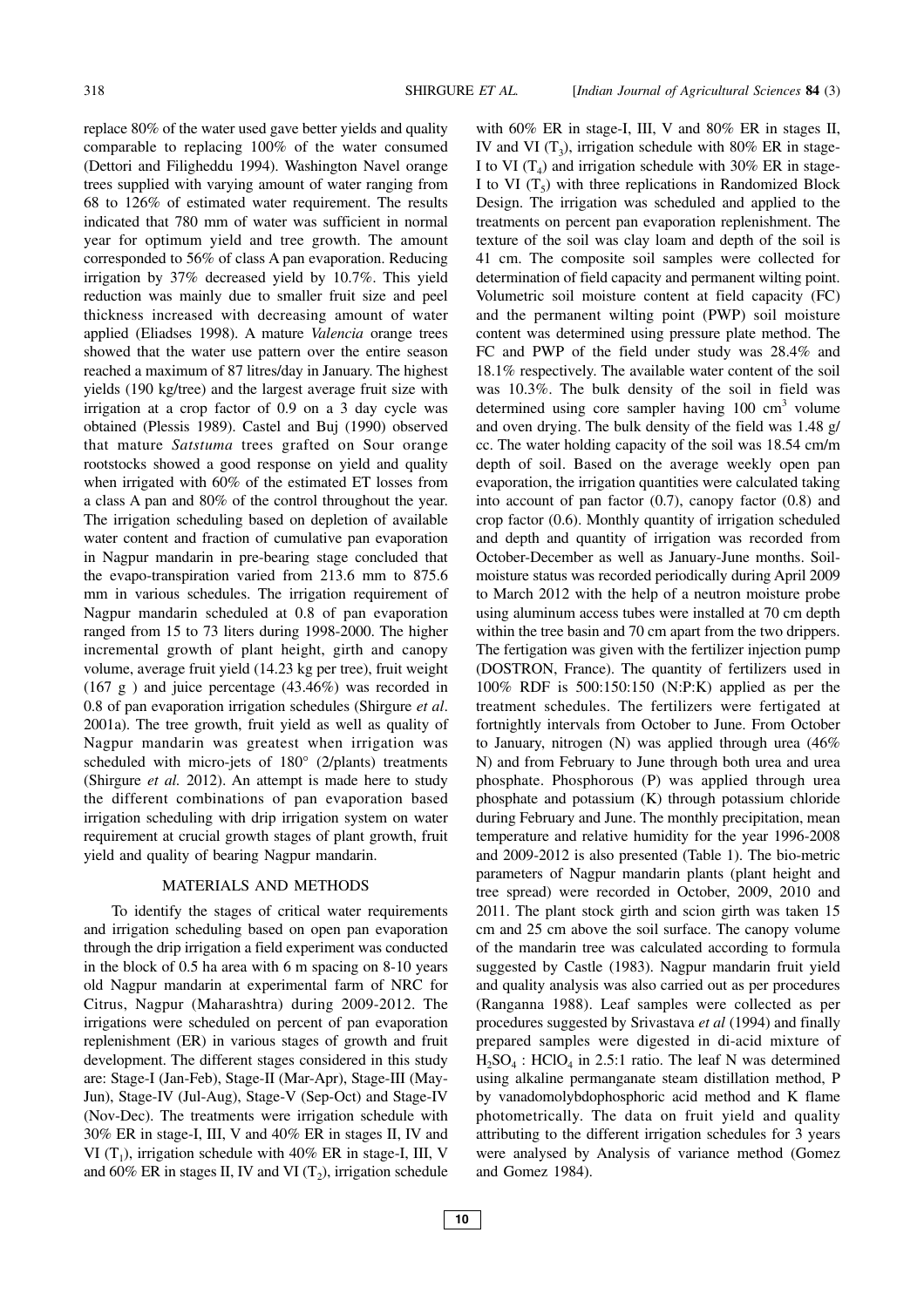replace 80% of the water used gave better yields and quality comparable to replacing 100% of the water consumed (Dettori and Filigheddu 1994). Washington Navel orange trees supplied with varying amount of water ranging from 68 to 126% of estimated water requirement. The results indicated that 780 mm of water was sufficient in normal year for optimum yield and tree growth. The amount corresponded to 56% of class A pan evaporation. Reducing irrigation by 37% decreased yield by 10.7%. This yield reduction was mainly due to smaller fruit size and peel thickness increased with decreasing amount of water applied (Eliadses 1998). A mature *Valencia* orange trees showed that the water use pattern over the entire season reached a maximum of 87 litres/day in January. The highest yields (190 kg/tree) and the largest average fruit size with irrigation at a crop factor of 0.9 on a 3 day cycle was obtained (Plessis 1989). Castel and Buj (1990) observed that mature *Satstuma* trees grafted on Sour orange rootstocks showed a good response on yield and quality when irrigated with 60% of the estimated ET losses from a class A pan and 80% of the control throughout the year. The irrigation scheduling based on depletion of available water content and fraction of cumulative pan evaporation in Nagpur mandarin in pre-bearing stage concluded that the evapo-transpiration varied from 213.6 mm to 875.6 mm in various schedules. The irrigation requirement of Nagpur mandarin scheduled at 0.8 of pan evaporation ranged from 15 to 73 liters during 1998-2000. The higher incremental growth of plant height, girth and canopy volume, average fruit yield (14.23 kg per tree), fruit weight (167 g ) and juice percentage (43.46%) was recorded in 0.8 of pan evaporation irrigation schedules (Shirgure *et al*. 2001a). The tree growth, fruit yield as well as quality of Nagpur mandarin was greatest when irrigation was scheduled with micro-jets of 180° (2/plants) treatments (Shirgure *et al.* 2012). An attempt is made here to study the different combinations of pan evaporation based irrigation scheduling with drip irrigation system on water requirement at crucial growth stages of plant growth, fruit yield and quality of bearing Nagpur mandarin.

## MATERIALS AND METHODS

To identify the stages of critical water requirements and irrigation scheduling based on open pan evaporation through the drip irrigation a field experiment was conducted in the block of 0.5 ha area with 6 m spacing on 8-10 years old Nagpur mandarin at experimental farm of NRC for Citrus, Nagpur (Maharashtra) during 2009-2012. The irrigations were scheduled on percent of pan evaporation replenishment (ER) in various stages of growth and fruit development. The different stages considered in this study are: Stage-I (Jan-Feb), Stage-II (Mar-Apr), Stage-III (May-Jun), Stage-IV (Jul-Aug), Stage-V (Sep-Oct) and Stage-IV (Nov-Dec). The treatments were irrigation schedule with 30% ER in stage-I, III, V and 40% ER in stages II, IV and VI ($T_1$), irrigation schedule with 40% ER in stage-I, III, V and 60% ER in stages II, IV and VI ($T_2$), irrigation schedule with 60% ER in stage-I, III, V and 80% ER in stages II, IV and VI ($T_3$), irrigation schedule with 80% ER in stage-I to VI ($T_4$) and irrigation schedule with 30% ER in stage-I to VI ($T_5$) with three replications in Randomized Block Design. The irrigation was scheduled and applied to the treatments on percent pan evaporation replenishment. The texture of the soil was clay loam and depth of the soil is 41 cm. The composite soil samples were collected for determination of field capacity and permanent wilting point. Volumetric soil moisture content at field capacity (FC) and the permanent wilting point (PWP) soil moisture content was determined using pressure plate method. The FC and PWP of the field under study was 28.4% and 18.1% respectively. The available water content of the soil was 10.3%. The bulk density of the soil in field was determined using core sampler having 100 $cm^3$ volume and oven drying. The bulk density of the field was 1.48 g/cc. The water holding capacity of the soil was 18.54 cm/m depth of soil. Based on the average weekly open pan evaporation, the irrigation quantities were calculated taking into account of pan factor (0.7), canopy factor (0.8) and crop factor (0.6). Monthly quantity of irrigation scheduled and depth and quantity of irrigation was recorded from October-December as well as January-June months. Soil-moisture status was recorded periodically during April 2009 to March 2012 with the help of a neutron moisture probe using aluminum access tubes were installed at 70 cm depth within the tree basin and 70 cm apart from the two drippers. The fertigation was given with the fertilizer injection pump (DOSTRON, France). The quantity of fertilizers used in 100% RDF is 500:150:150 (N:P:K) applied as per the treatment schedules. The fertilizers were fertigated at fortnightly intervals from October to June. From October to January, nitrogen (N) was applied through urea (46% N) and from February to June through both urea and urea phosphate. Phosphorous (P) was applied through urea phosphate and potassium (K) through potassium chloride during February and June. The monthly precipitation, mean temperature and relative humidity for the year 1996-2008 and 2009-2012 is also presented (Table 1). The bio-metric parameters of Nagpur mandarin plants (plant height and tree spread) were recorded in October, 2009, 2010 and 2011. The plant stock girth and scion girth was taken 15 cm and 25 cm above the soil surface. The canopy volume of the mandarin tree was calculated according to formula suggested by Castle (1983). Nagpur mandarin fruit yield and quality analysis was also carried out as per procedures (Ranganna 1988). Leaf samples were collected as per procedures suggested by Srivastava *et al* (1994) and finally prepared samples were digested in di-acid mixture of $H_2SO_4$ : $HClO_4$ in 2.5:1 ratio. The leaf N was determined using alkaline permanganate steam distillation method, P by vanadomolybdophosphoric acid method and K flame photometrically. The data on fruit yield and quality attributing to the different irrigation schedules for 3 years were analysed by Analysis of variance method (Gomez and Gomez 1984).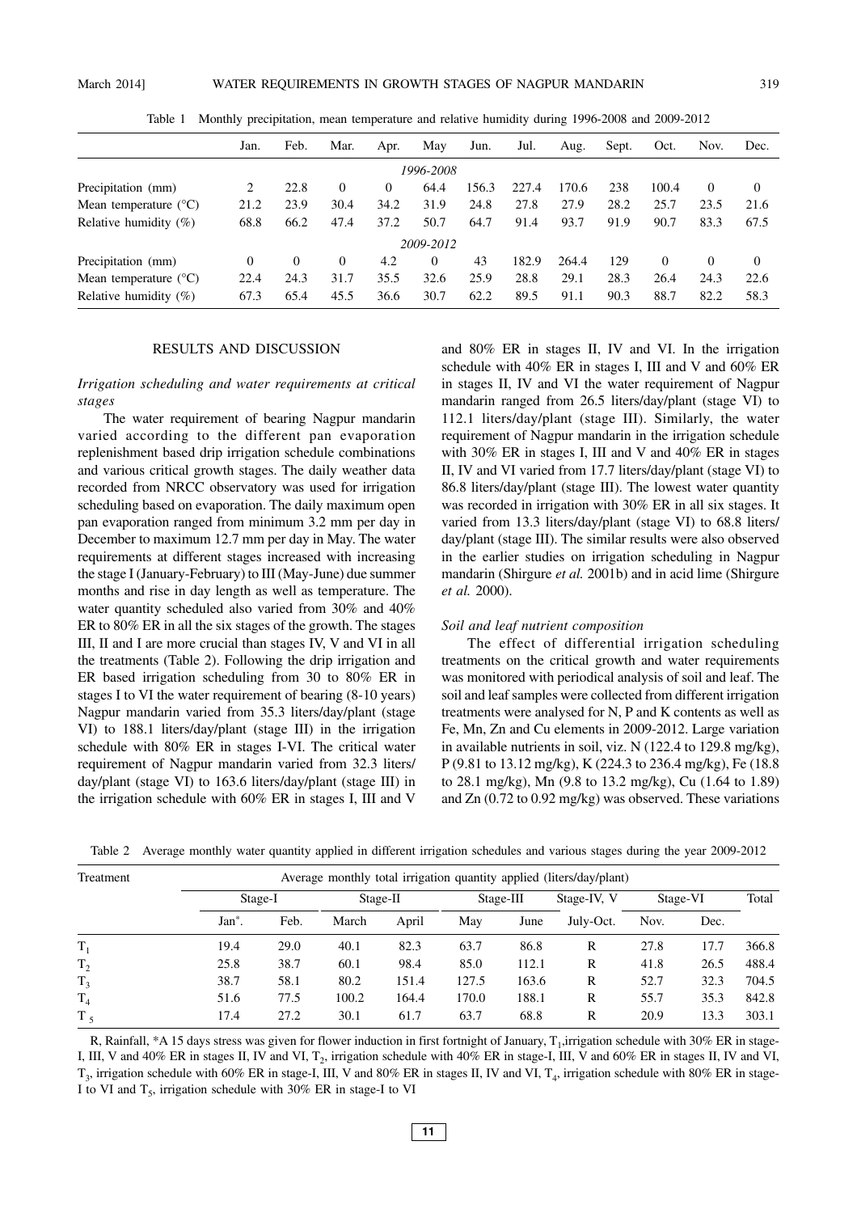Table 1 Monthly precipitation, mean temperature and relative humidity during 1996-2008 and 2009-2012

| | Jan. | Feb. | Mar. | Apr. | May | Jun. | Jul. | Aug. | Sept. | Oct. | Nov. | Dec. |
|---|---|---|---|---|---|---|---|---|---|---|---|---|
| *1996-2008* | | | | | | | | | | | | |
| Precipitation (mm) | 2 | 22.8 | 0 | 0 | 64.4 | 156.3 | 227.4 | 170.6 | 238 | 100.4 | 0 | 0 |
| Mean temperature (°C) | 21.2 | 23.9 | 30.4 | 34.2 | 31.9 | 24.8 | 27.8 | 27.9 | 28.2 | 25.7 | 23.5 | 21.6 |
| Relative humidity (%) | 68.8 | 66.2 | 47.4 | 37.2 | 50.7 | 64.7 | 91.4 | 93.7 | 91.9 | 90.7 | 83.3 | 67.5 |
| *2009-2012* | | | | | | | | | | | | |
| Precipitation (mm) | 0 | 0 | 0 | 4.2 | 0 | 43 | 182.9 | 264.4 | 129 | 0 | 0 | 0 |
| Mean temperature (°C) | 22.4 | 24.3 | 31.7 | 35.5 | 32.6 | 25.9 | 28.8 | 29.1 | 28.3 | 26.4 | 24.3 | 22.6 |
| Relative humidity (%) | 67.3 | 65.4 | 45.5 | 36.6 | 30.7 | 62.2 | 89.5 | 91.1 | 90.3 | 88.7 | 82.2 | 58.3 |

## RESULTS AND DISCUSSION

### *Irrigation scheduling and water requirements at critical stages*

The water requirement of bearing Nagpur mandarin varied according to the different pan evaporation replenishment based drip irrigation schedule combinations and various critical growth stages. The daily weather data recorded from NRCC observatory was used for irrigation scheduling based on evaporation. The daily maximum open pan evaporation ranged from minimum 3.2 mm per day in December to maximum 12.7 mm per day in May. The water requirements at different stages increased with increasing the stage I (January-February) to III (May-June) due summer months and rise in day length as well as temperature. The water quantity scheduled also varied from 30% and 40% ER to 80% ER in all the six stages of the growth. The stages III, II and I are more crucial than stages IV, V and VI in all the treatments (Table 2). Following the drip irrigation and ER based irrigation scheduling from 30 to 80% ER in stages I to VI the water requirement of bearing (8-10 years) Nagpur mandarin varied from 35.3 liters/day/plant (stage VI) to 188.1 liters/day/plant (stage III) in the irrigation schedule with 80% ER in stages I-VI. The critical water requirement of Nagpur mandarin varied from 32.3 liters/day/plant (stage VI) to 163.6 liters/day/plant (stage III) in the irrigation schedule with 60% ER in stages I, III and V and 80% ER in stages II, IV and VI. In the irrigation schedule with 40% ER in stages I, III and V and 60% ER in stages II, IV and VI the water requirement of Nagpur mandarin ranged from 26.5 liters/day/plant (stage VI) to 112.1 liters/day/plant (stage III). Similarly, the water requirement of Nagpur mandarin in the irrigation schedule with 30% ER in stages I, III and V and 40% ER in stages II, IV and VI varied from 17.7 liters/day/plant (stage VI) to 86.8 liters/day/plant (stage III). The lowest water quantity was recorded in irrigation with 30% ER in all six stages. It varied from 13.3 liters/day/plant (stage VI) to 68.8 liters/day/plant (stage III). The similar results were also observed in the earlier studies on irrigation scheduling in Nagpur mandarin (Shirgure *et al.* 2001b) and in acid lime (Shirgure *et al.* 2000).

### *Soil and leaf nutrient composition*

The effect of differential irrigation scheduling treatments on the critical growth and water requirements was monitored with periodical analysis of soil and leaf. The soil and leaf samples were collected from different irrigation treatments were analysed for N, P and K contents as well as Fe, Mn, Zn and Cu elements in 2009-2012. Large variation in available nutrients in soil, viz. N (122.4 to 129.8 mg/kg), P (9.81 to 13.12 mg/kg), K (224.3 to 236.4 mg/kg), Fe (18.8 to 28.1 mg/kg), Mn (9.8 to 13.2 mg/kg), Cu (1.64 to 1.89) and Zn (0.72 to 0.92 mg/kg) was observed. These variations

Table 2 Average monthly water quantity applied in different irrigation schedules and various stages during the year 2009-2012

| Treatment | Average monthly total irrigation quantity applied (liters/day/plant) | | | | | | | | | |
|---|---|---|---|---|---|---|---|---|---|---|
| | Stage-I | | Stage-II | | Stage-III | | Stage-IV, V | Stage-VI | | Total |
| | Jan*. | Feb. | March | April | May | June | July-Oct. | Nov. | Dec. | |
| $T_1$ | 19.4 | 29.0 | 40.1 | 82.3 | 63.7 | 86.8 | R | 27.8 | 17.7 | 366.8 |
| $T_2$ | 25.8 | 38.7 | 60.1 | 98.4 | 85.0 | 112.1 | R | 41.8 | 26.5 | 488.4 |
| $T_3$ | 38.7 | 58.1 | 80.2 | 151.4 | 127.5 | 163.6 | R | 52.7 | 32.3 | 704.5 |
| $T_4$ | 51.6 | 77.5 | 100.2 | 164.4 | 170.0 | 188.1 | R | 55.7 | 35.3 | 842.8 |
| $T_5$ | 17.4 | 27.2 | 30.1 | 61.7 | 63.7 | 68.8 | R | 20.9 | 13.3 | 303.1 |

R, Rainfall, *A 15 days stress was given for flower induction in first fortnight of January, $T_1$, irrigation schedule with 30% ER in stage-I, III, V and 40% ER in stages II, IV and VI, $T_2$, irrigation schedule with 40% ER in stage-I, III, V and 60% ER in stages II, IV and VI, $T_3$, irrigation schedule with 60% ER in stage-I, III, V and 80% ER in stages II, IV and VI, $T_4$, irrigation schedule with 80% ER in stage-I to VI and $T_5$, irrigation schedule with 30% ER in stage-I to VI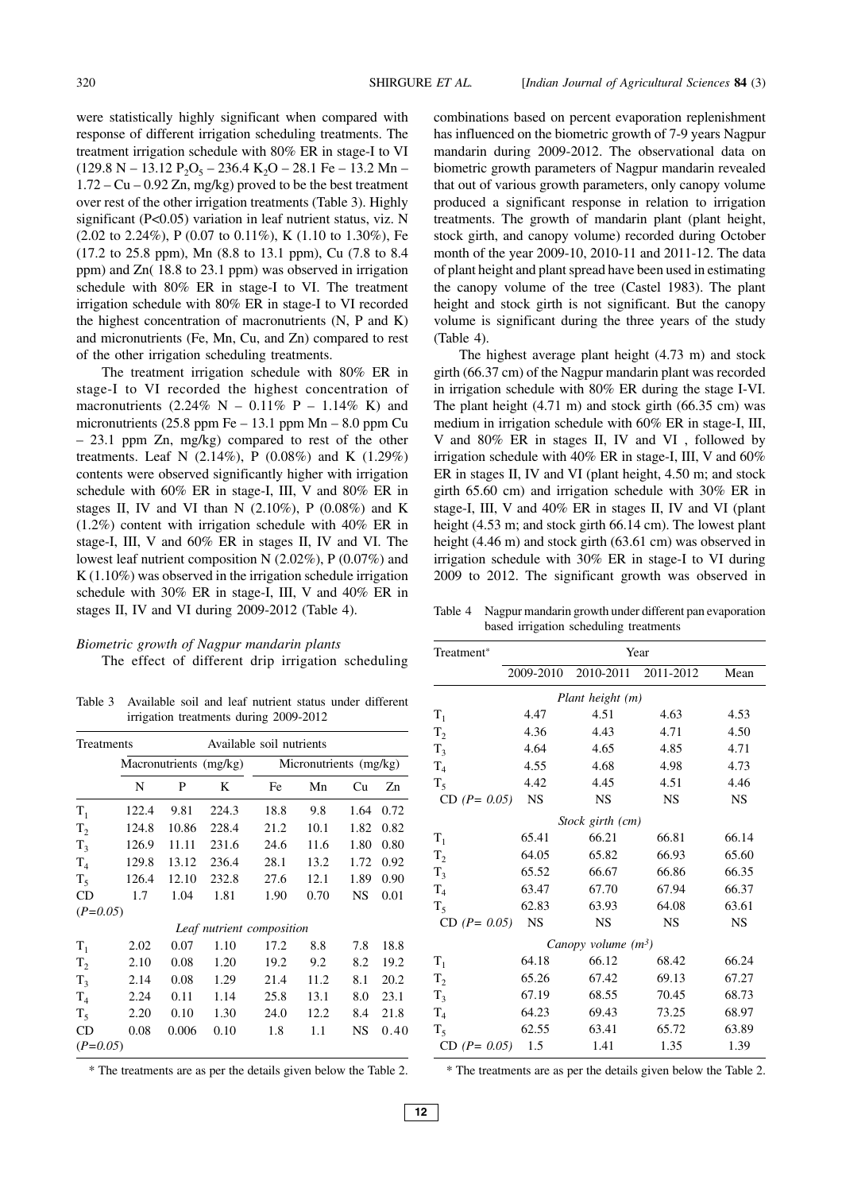were statistically highly significant when compared with response of different irrigation scheduling treatments. The treatment irrigation schedule with 80% ER in stage-I to VI (129.8 N – 13.12 $P_2O_5$ – 236.4 $K_2O$ – 28.1 Fe – 13.2 Mn – 1.72 – Cu – 0.92 Zn, mg/kg) proved to be the best treatment over rest of the other irrigation treatments (Table 3). Highly significant ($P<0.05$) variation in leaf nutrient status, viz. N (2.02 to 2.24%), P (0.07 to 0.11%), K (1.10 to 1.30%), Fe (17.2 to 25.8 ppm), Mn (8.8 to 13.1 ppm), Cu (7.8 to 8.4 ppm) and Zn( 18.8 to 23.1 ppm) was observed in irrigation schedule with 80% ER in stage-I to VI. The treatment irrigation schedule with 80% ER in stage-I to VI recorded the highest concentration of macronutrients (N, P and K) and micronutrients (Fe, Mn, Cu, and Zn) compared to rest of the other irrigation scheduling treatments.

The treatment irrigation schedule with 80% ER in stage-I to VI recorded the highest concentration of macronutrients (2.24% N – 0.11% P – 1.14% K) and micronutrients (25.8 ppm Fe – 13.1 ppm Mn – 8.0 ppm Cu – 23.1 ppm Zn, mg/kg) compared to rest of the other treatments. Leaf N (2.14%), P (0.08%) and K (1.29%) contents were observed significantly higher with irrigation schedule with 60% ER in stage-I, III, V and 80% ER in stages II, IV and VI than N (2.10%), P (0.08%) and K (1.2%) content with irrigation schedule with 40% ER in stage-I, III, V and 60% ER in stages II, IV and VI. The lowest leaf nutrient composition N (2.02%), P (0.07%) and K (1.10%) was observed in the irrigation schedule irrigation schedule with 30% ER in stage-I, III, V and 40% ER in stages II, IV and VI during 2009-2012 (Table 4).

### *Biometric growth of Nagpur mandarin plants*

The effect of different drip irrigation scheduling combinations based on percent evaporation replenishment has influenced on the biometric growth of 7-9 years Nagpur mandarin during 2009-2012. The observational data on biometric growth parameters of Nagpur mandarin revealed that out of various growth parameters, only canopy volume produced a significant response in relation to irrigation treatments. The growth of mandarin plant (plant height, stock girth, and canopy volume) recorded during October month of the year 2009-10, 2010-11 and 2011-12. The data of plant height and plant spread have been used in estimating the canopy volume of the tree (Castel 1983). The plant height and stock girth is not significant. But the canopy volume is significant during the three years of the study (Table 4).

The highest average plant height (4.73 m) and stock girth (66.37 cm) of the Nagpur mandarin plant was recorded in irrigation schedule with 80% ER during the stage I-VI. The plant height (4.71 m) and stock girth (66.35 cm) was medium in irrigation schedule with 60% ER in stage-I, III, V and 80% ER in stages II, IV and VI , followed by irrigation schedule with 40% ER in stage-I, III, V and 60% ER in stages II, IV and VI (plant height, 4.50 m; and stock girth 65.60 cm) and irrigation schedule with 30% ER in stage-I, III, V and 40% ER in stages II, IV and VI (plant height (4.53 m; and stock girth 66.14 cm). The lowest plant height (4.46 m) and stock girth (63.61 cm) was observed in irrigation schedule with 30% ER in stage-I to VI during 2009 to 2012. The significant growth was observed in

Table 3 Available soil and leaf nutrient status under different irrigation treatments during 2009-2012

| Treatments | Available soil nutrients | | | | | | |
|---|---|---|---|---|---|---|---|
| | Macronutrients (mg/kg) | | | Micronutrients (mg/kg) | | | |
| | N | P | K | Fe | Mn | Cu | Zn |
| $T_1$ | 122.4 | 9.81 | 224.3 | 18.8 | 9.8 | 1.64 | 0.72 |
| $T_2$ | 124.8 | 10.86 | 228.4 | 21.2 | 10.1 | 1.82 | 0.82 |
| $T_3$ | 126.9 | 11.11 | 231.6 | 24.6 | 11.6 | 1.80 | 0.80 |
| $T_4$ | 129.8 | 13.12 | 236.4 | 28.1 | 13.2 | 1.72 | 0.92 |
| $T_5$ | 126.4 | 12.10 | 232.8 | 27.6 | 12.1 | 1.89 | 0.90 |
| CD ($P=0.05$) | 1.7 | 1.04 | 1.81 | 1.90 | 0.70 | NS | 0.01 |
| *Leaf nutrient composition* | | | | | | | |
| $T_1$ | 2.02 | 0.07 | 1.10 | 17.2 | 8.8 | 7.8 | 18.8 |
| $T_2$ | 2.10 | 0.08 | 1.20 | 19.2 | 9.2 | 8.2 | 19.2 |
| $T_3$ | 2.14 | 0.08 | 1.29 | 21.4 | 11.2 | 8.1 | 20.2 |
| $T_4$ | 2.24 | 0.11 | 1.14 | 25.8 | 13.1 | 8.0 | 23.1 |
| $T_5$ | 2.20 | 0.10 | 1.30 | 24.0 | 12.2 | 8.4 | 21.8 |
| CD ($P=0.05$) | 0.08 | 0.006 | 0.10 | 1.8 | 1.1 | NS | 0.40 |

\* The treatments are as per the details given below the Table 2.

Table 4 Nagpur mandarin growth under different pan evaporation based irrigation scheduling treatments

| Treatment* | Year | | | |
|---|---|---|---|---|
| | 2009-2010 | 2010-2011 | 2011-2012 | Mean |
| *Plant height (m)* | | | | |
| $T_1$ | 4.47 | 4.51 | 4.63 | 4.53 |
| $T_2$ | 4.36 | 4.43 | 4.71 | 4.50 |
| $T_3$ | 4.64 | 4.65 | 4.85 | 4.71 |
| $T_4$ | 4.55 | 4.68 | 4.98 | 4.73 |
| $T_5$ | 4.42 | 4.45 | 4.51 | 4.46 |
| CD ($P= 0.05$) | NS | NS | NS | NS |
| *Stock girth (cm)* | | | | |
| $T_1$ | 65.41 | 66.21 | 66.81 | 66.14 |
| $T_2$ | 64.05 | 65.82 | 66.93 | 65.60 |
| $T_3$ | 65.52 | 66.67 | 66.86 | 66.35 |
| $T_4$ | 63.47 | 67.70 | 67.94 | 66.37 |
| $T_5$ | 62.83 | 63.93 | 64.08 | 63.61 |
| CD ($P= 0.05$) | NS | NS | NS | NS |
| *Canopy volume ($m^3$)* | | | | |
| $T_1$ | 64.18 | 66.12 | 68.42 | 66.24 |
| $T_2$ | 65.26 | 67.42 | 69.13 | 67.27 |
| $T_3$ | 67.19 | 68.55 | 70.45 | 68.73 |
| $T_4$ | 64.23 | 69.43 | 73.25 | 68.97 |
| $T_5$ | 62.55 | 63.41 | 65.72 | 63.89 |
| CD ($P= 0.05$) | 1.5 | 1.41 | 1.35 | 1.39 |

\* The treatments are as per the details given below the Table 2.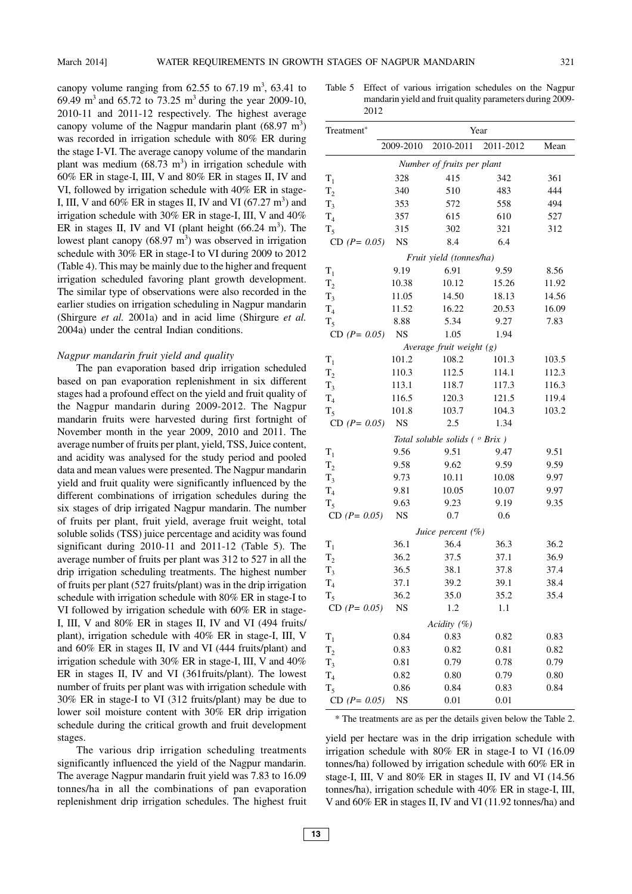canopy volume ranging from 62.55 to 67.19 $m^3$, 63.41 to 69.49 $m^3$ and 65.72 to 73.25 $m^3$ during the year 2009-10, 2010-11 and 2011-12 respectively. The highest average canopy volume of the Nagpur mandarin plant (68.97 $m^3$) was recorded in irrigation schedule with 80% ER during the stage I-VI. The average canopy volume of the mandarin plant was medium (68.73 $m^3$) in irrigation schedule with 60% ER in stage-I, III, V and 80% ER in stages II, IV and VI, followed by irrigation schedule with 40% ER in stage-I, III, V and 60% ER in stages II, IV and VI (67.27 $m^3$) and irrigation schedule with 30% ER in stage-I, III, V and 40% ER in stages II, IV and VI (plant height (66.24 $m^3$). The lowest plant canopy (68.97 $m^3$) was observed in irrigation schedule with 30% ER in stage-I to VI during 2009 to 2012 (Table 4). This may be mainly due to the higher and frequent irrigation scheduled favoring plant growth development. The similar type of observations were also recorded in the earlier studies on irrigation scheduling in Nagpur mandarin (Shirgure *et al.* 2001a) and in acid lime (Shirgure *et al.* 2004a) under the central Indian conditions.

*Nagpur mandarin fruit yield and quality*

The pan evaporation based drip irrigation scheduled based on pan evaporation replenishment in six different stages had a profound effect on the yield and fruit quality of the Nagpur mandarin during 2009-2012. The Nagpur mandarin fruits were harvested during first fortnight of November month in the year 2009, 2010 and 2011. The average number of fruits per plant, yield, TSS, Juice content, and acidity was analysed for the study period and pooled data and mean values were presented. The Nagpur mandarin yield and fruit quality were significantly influenced by the different combinations of irrigation schedules during the six stages of drip irrigated Nagpur mandarin. The number of fruits per plant, fruit yield, average fruit weight, total soluble solids (TSS) juice percentage and acidity was found significant during 2010-11 and 2011-12 (Table 5). The average number of fruits per plant was 312 to 527 in all the drip irrigation scheduling treatments. The highest number of fruits per plant (527 fruits/plant) was in the drip irrigation schedule with irrigation schedule with 80% ER in stage-I to VI followed by irrigation schedule with 60% ER in stage-I, III, V and 80% ER in stages II, IV and VI (494 fruits/plant), irrigation schedule with 40% ER in stage-I, III, V and 60% ER in stages II, IV and VI (444 fruits/plant) and irrigation schedule with 30% ER in stage-I, III, V and 40% ER in stages II, IV and VI (361fruits/plant). The lowest number of fruits per plant was with irrigation schedule with 30% ER in stage-I to VI (312 fruits/plant) may be due to lower soil moisture content with 30% ER drip irrigation schedule during the critical growth and fruit development stages.

The various drip irrigation scheduling treatments significantly influenced the yield of the Nagpur mandarin. The average Nagpur mandarin fruit yield was 7.83 to 16.09 tonnes/ha in all the combinations of pan evaporation replenishment drip irrigation schedules. The highest fruit yield per hectare was in the drip irrigation schedule with irrigation schedule with 80% ER in stage-I to VI (16.09 tonnes/ha) followed by irrigation schedule with 60% ER in stage-I, III, V and 80% ER in stages II, IV and VI (14.56 tonnes/ha), irrigation schedule with 40% ER in stage-I, III, V and 60% ER in stages II, IV and VI (11.92 tonnes/ha) and

Table 5 Effect of various irrigation schedules on the Nagpur mandarin yield and fruit quality parameters during 2009-2012

| Treatment* | Year | | | |
|---|---|---|---|---|
| | 2009-2010 | 2010-2011 | 2011-2012 | Mean |
| *Number of fruits per plant* | | | | |
| $T_1$ | 328 | 415 | 342 | 361 |
| $T_2$ | 340 | 510 | 483 | 444 |
| $T_3$ | 353 | 572 | 558 | 494 |
| $T_4$ | 357 | 615 | 610 | 527 |
| $T_5$ | 315 | 302 | 321 | 312 |
| CD (*P= 0.05*) | NS | 8.4 | 6.4 | |
| *Fruit yield (tonnes/ha)* | | | | |
| $T_1$ | 9.19 | 6.91 | 9.59 | 8.56 |
| $T_2$ | 10.38 | 10.12 | 15.26 | 11.92 |
| $T_3$ | 11.05 | 14.50 | 18.13 | 14.56 |
| $T_4$ | 11.52 | 16.22 | 20.53 | 16.09 |
| $T_5$ | 8.88 | 5.34 | 9.27 | 7.83 |
| CD (*P= 0.05*) | NS | 1.05 | 1.94 | |
| *Average fruit weight (g)* | | | | |
| $T_1$ | 101.2 | 108.2 | 101.3 | 103.5 |
| $T_2$ | 110.3 | 112.5 | 114.1 | 112.3 |
| $T_3$ | 113.1 | 118.7 | 117.3 | 116.3 |
| $T_4$ | 116.5 | 120.3 | 121.5 | 119.4 |
| $T_5$ | 101.8 | 103.7 | 104.3 | 103.2 |
| CD (*P= 0.05*) | NS | 2.5 | 1.34 | |
| *Total soluble solids ( $^o$ Brix )* | | | | |
| $T_1$ | 9.56 | 9.51 | 9.47 | 9.51 |
| $T_2$ | 9.58 | 9.62 | 9.59 | 9.59 |
| $T_3$ | 9.73 | 10.11 | 10.08 | 9.97 |
| $T_4$ | 9.81 | 10.05 | 10.07 | 9.97 |
| $T_5$ | 9.63 | 9.23 | 9.19 | 9.35 |
| CD (*P= 0.05*) | NS | 0.7 | 0.6 | |
| *Juice percent (%)* | | | | |
| $T_1$ | 36.1 | 36.4 | 36.3 | 36.2 |
| $T_2$ | 36.2 | 37.5 | 37.1 | 36.9 |
| $T_3$ | 36.5 | 38.1 | 37.8 | 37.4 |
| $T_4$ | 37.1 | 39.2 | 39.1 | 38.4 |
| $T_5$ | 36.2 | 35.0 | 35.2 | 35.4 |
| CD (*P= 0.05*) | NS | 1.2 | 1.1 | |
| *Acidity (%)* | | | | |
| $T_1$ | 0.84 | 0.83 | 0.82 | 0.83 |
| $T_2$ | 0.83 | 0.82 | 0.81 | 0.82 |
| $T_3$ | 0.81 | 0.79 | 0.78 | 0.79 |
| $T_4$ | 0.82 | 0.80 | 0.79 | 0.80 |
| $T_5$ | 0.86 | 0.84 | 0.83 | 0.84 |
| CD (*P= 0.05*) | NS | 0.01 | 0.01 | |

\* The treatments are as per the details given below the Table 2.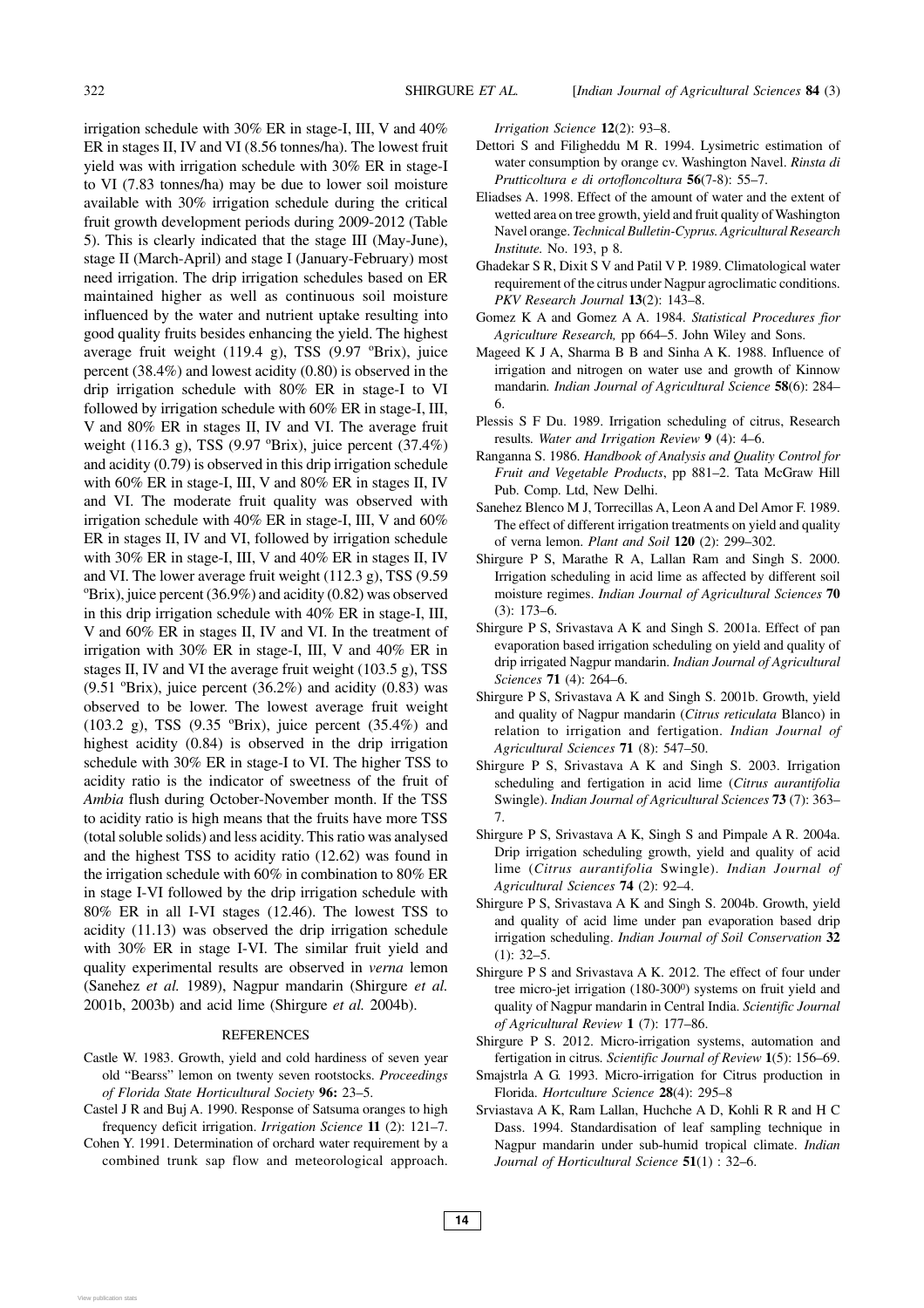irrigation schedule with 30% ER in stage-I, III, V and 40% ER in stages II, IV and VI (8.56 tonnes/ha). The lowest fruit yield was with irrigation schedule with 30% ER in stage-I to VI (7.83 tonnes/ha) may be due to lower soil moisture available with 30% irrigation schedule during the critical fruit growth development periods during 2009-2012 (Table 5). This is clearly indicated that the stage III (May-June), stage II (March-April) and stage I (January-February) most need irrigation. The drip irrigation schedules based on ER maintained higher as well as continuous soil moisture influenced by the water and nutrient uptake resulting into good quality fruits besides enhancing the yield. The highest average fruit weight (119.4 g), TSS (9.97 $^{o}$Brix), juice percent (38.4%) and lowest acidity (0.80) is observed in the drip irrigation schedule with 80% ER in stage-I to VI followed by irrigation schedule with 60% ER in stage-I, III, V and 80% ER in stages II, IV and VI. The average fruit weight (116.3 g), TSS (9.97 $^{o}$Brix), juice percent (37.4%) and acidity (0.79) is observed in this drip irrigation schedule with 60% ER in stage-I, III, V and 80% ER in stages II, IV and VI. The moderate fruit quality was observed with irrigation schedule with 40% ER in stage-I, III, V and 60% ER in stages II, IV and VI, followed by irrigation schedule with 30% ER in stage-I, III, V and 40% ER in stages II, IV and VI. The lower average fruit weight (112.3 g), TSS (9.59 $^{o}$Brix), juice percent (36.9%) and acidity (0.82) was observed in this drip irrigation schedule with 40% ER in stage-I, III, V and 60% ER in stages II, IV and VI. In the treatment of irrigation with 30% ER in stage-I, III, V and 40% ER in stages II, IV and VI the average fruit weight (103.5 g), TSS (9.51 $^{o}$Brix), juice percent (36.2%) and acidity (0.83) was observed to be lower. The lowest average fruit weight (103.2 g), TSS (9.35 $^{o}$Brix), juice percent (35.4%) and highest acidity (0.84) is observed in the drip irrigation schedule with 30% ER in stage-I to VI. The higher TSS to acidity ratio is the indicator of sweetness of the fruit of *Ambia* flush during October-November month. If the TSS to acidity ratio is high means that the fruits have more TSS (total soluble solids) and less acidity. This ratio was analysed and the highest TSS to acidity ratio (12.62) was found in the irrigation schedule with 60% in combination to 80% ER in stage I-VI followed by the drip irrigation schedule with 80% ER in all I-VI stages (12.46). The lowest TSS to acidity (11.13) was observed the drip irrigation schedule with 30% ER in stage I-VI. The similar fruit yield and quality experimental results are observed in *verna* lemon (Sanehez *et al.* 1989), Nagpur mandarin (Shirgure *et al.* 2001b, 2003b) and acid lime (Shirgure *et al.* 2004b).

## REFERENCES

Castle W. 1983. Growth, yield and cold hardiness of seven year old "Bearss" lemon on twenty seven rootstocks. *Proceedings of Florida State Horticultural Society* **96:** 23–5.

Castel J R and Buj A. 1990. Response of Satsuma oranges to high frequency deficit irrigation. *Irrigation Science* **11** (2): 121–7.

Cohen Y. 1991. Determination of orchard water requirement by a combined trunk sap flow and meteorological approach. *Irrigation Science* **12**(2): 93–8.

Dettori S and Filigheddu M R. 1994. Lysimetric estimation of water consumption by orange cv. Washington Navel. *Rinsta di Prutticoltura e di ortofloncoltura* **56**(7-8): 55–7.

Eliadses A. 1998. Effect of the amount of water and the extent of wetted area on tree growth, yield and fruit quality of Washington Navel orange. *Technical Bulletin-Cyprus. Agricultural Research Institute.* No. 193, p 8.

Ghadekar S R, Dixit S V and Patil V P. 1989. Climatological water requirement of the citrus under Nagpur agroclimatic conditions. *PKV Research Journal* **13**(2): 143–8.

Gomez K A and Gomez A A. 1984. *Statistical Procedures fior Agriculture Research,* pp 664–5. John Wiley and Sons.

Mageed K J A, Sharma B B and Sinha A K. 1988. Influence of irrigation and nitrogen on water use and growth of Kinnow mandarin. *Indian Journal of Agricultural Science* **58**(6): 284–6.

Plessis S F Du. 1989. Irrigation scheduling of citrus, Research results. *Water and Irrigation Review* **9** (4): 4–6.

Ranganna S. 1986. *Handbook of Analysis and Quality Control for Fruit and Vegetable Products*, pp 881–2. Tata McGraw Hill Pub. Comp. Ltd, New Delhi.

Sanehez Blenco M J, Torrecillas A, Leon A and Del Amor F. 1989. The effect of different irrigation treatments on yield and quality of verna lemon. *Plant and Soil* **120** (2): 299–302.

Shirgure P S, Marathe R A, Lallan Ram and Singh S. 2000. Irrigation scheduling in acid lime as affected by different soil moisture regimes. *Indian Journal of Agricultural Sciences* **70** (3): 173–6.

Shirgure P S, Srivastava A K and Singh S. 2001a. Effect of pan evaporation based irrigation scheduling on yield and quality of drip irrigated Nagpur mandarin. *Indian Journal of Agricultural Sciences* **71** (4): 264–6.

Shirgure P S, Srivastava A K and Singh S. 2001b. Growth, yield and quality of Nagpur mandarin (*Citrus reticulata* Blanco) in relation to irrigation and fertigation. *Indian Journal of Agricultural Sciences* **71** (8): 547–50.

Shirgure P S, Srivastava A K and Singh S. 2003. Irrigation scheduling and fertigation in acid lime (*Citrus aurantifolia* Swingle). *Indian Journal of Agricultural Sciences* **73** (7): 363–7.

Shirgure P S, Srivastava A K, Singh S and Pimpale A R. 2004a. Drip irrigation scheduling growth, yield and quality of acid lime (*Citrus aurantifolia* Swingle). *Indian Journal of Agricultural Sciences* **74** (2): 92–4.

Shirgure P S, Srivastava A K and Singh S. 2004b. Growth, yield and quality of acid lime under pan evaporation based drip irrigation scheduling. *Indian Journal of Soil Conservation* **32** (1): 32–5.

Shirgure P S and Srivastava A K. 2012. The effect of four under tree micro-jet irrigation (180-300$^{0}$) systems on fruit yield and quality of Nagpur mandarin in Central India. *Scientific Journal of Agricultural Review* **1** (7): 177–86.

Shirgure P S. 2012. Micro-irrigation systems, automation and fertigation in citrus. *Scientific Journal of Review* **1**(5): 156–69.

Smajstrla A G. 1993. Micro-irrigation for Citrus production in Florida. *Hortculture Science* **28**(4): 295–8

Srviastava A K, Ram Lallan, Huchche A D, Kohli R R and H C Dass. 1994. Standardisation of leaf sampling technique in Nagpur mandarin under sub-humid tropical climate. *Indian Journal of Horticultural Science* **51**(1) : 32–6.